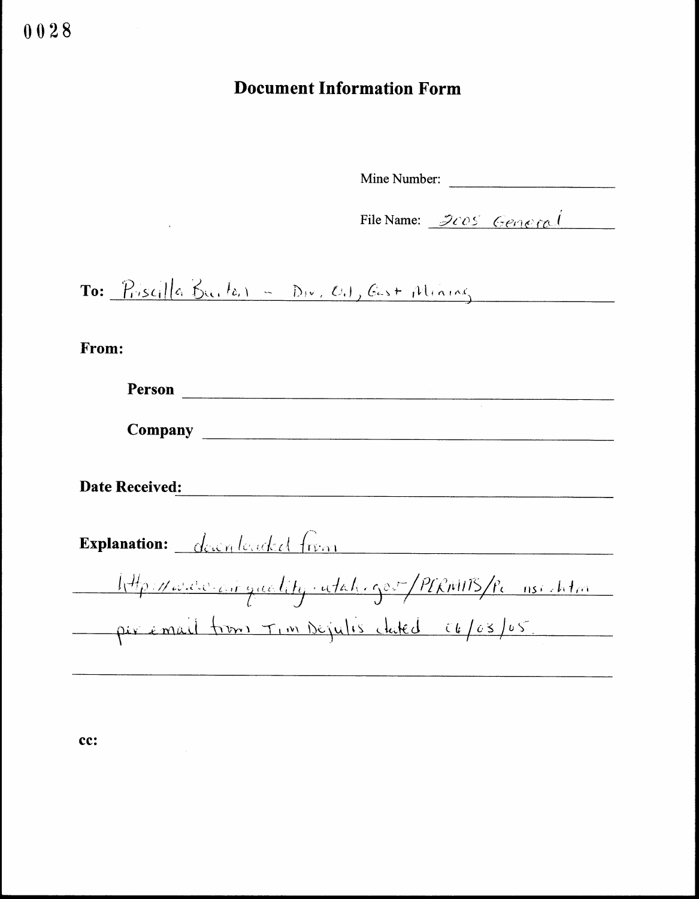0028

# Document Information Form

Mine Number: ______________________

File Name: 2005 General

**To:** Priscilla Burton - Div. Oil, Gas + Mining

**From:**

**Person** ______________________

**Company** ______________________

**Date Received:** ______________________

**Explanation:** downloaded from http://www.airquality.utah.gov/PERMITS/Pe nsi.htm per email from Tim Dejulis dated 06/03/05.

**cc:**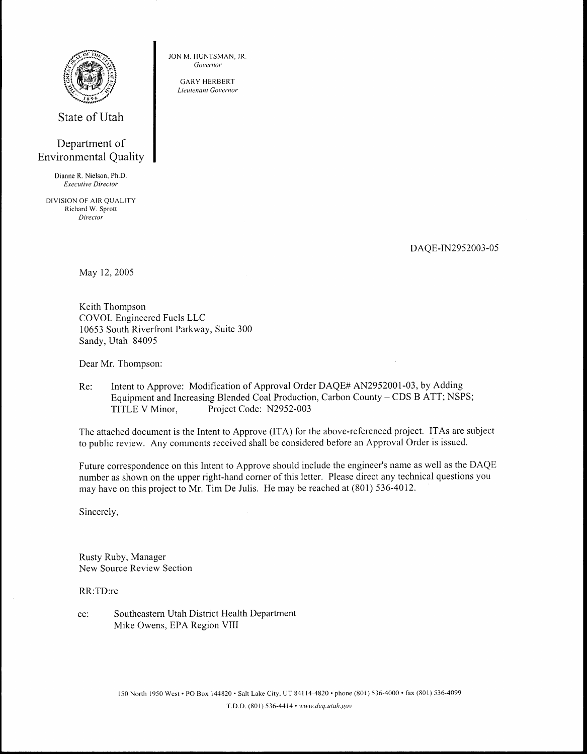State of Utah

Department of Environmental Quality

Dianne R. Nielson, Ph.D.
*Executive Director*

DIVISION OF AIR QUALITY
Richard W. Sprott
*Director*

JON M. HUNTSMAN, JR.
*Governor*

GARY HERBERT
*Lieutenant Governor*

DAQE-IN2952003-05

May 12, 2005

Keith Thompson
COVOL Engineered Fuels LLC
10653 South Riverfront Parkway, Suite 300
Sandy, Utah 84095

Dear Mr. Thompson:

Re: Intent to Approve: Modification of Approval Order DAQE# AN2952001-03, by Adding Equipment and Increasing Blended Coal Production, Carbon County – CDS B ATT; NSPS; TITLE V Minor, Project Code: N2952-003

The attached document is the Intent to Approve (ITA) for the above-referenced project. ITAs are subject to public review. Any comments received shall be considered before an Approval Order is issued.

Future correspondence on this Intent to Approve should include the engineer's name as well as the DAQE number as shown on the upper right-hand corner of this letter. Please direct any technical questions you may have on this project to Mr. Tim De Julis. He may be reached at (801) 536-4012.

Sincerely,

Rusty Ruby, Manager
New Source Review Section

RR:TD:re

cc: Southeastern Utah District Health Department
Mike Owens, EPA Region VIII

150 North 1950 West • PO Box 144820 • Salt Lake City, UT 84114-4820 • phone (801) 536-4000 • fax (801) 536-4099
T.D.D. (801) 536-4414 • *www.deq.utah.gov*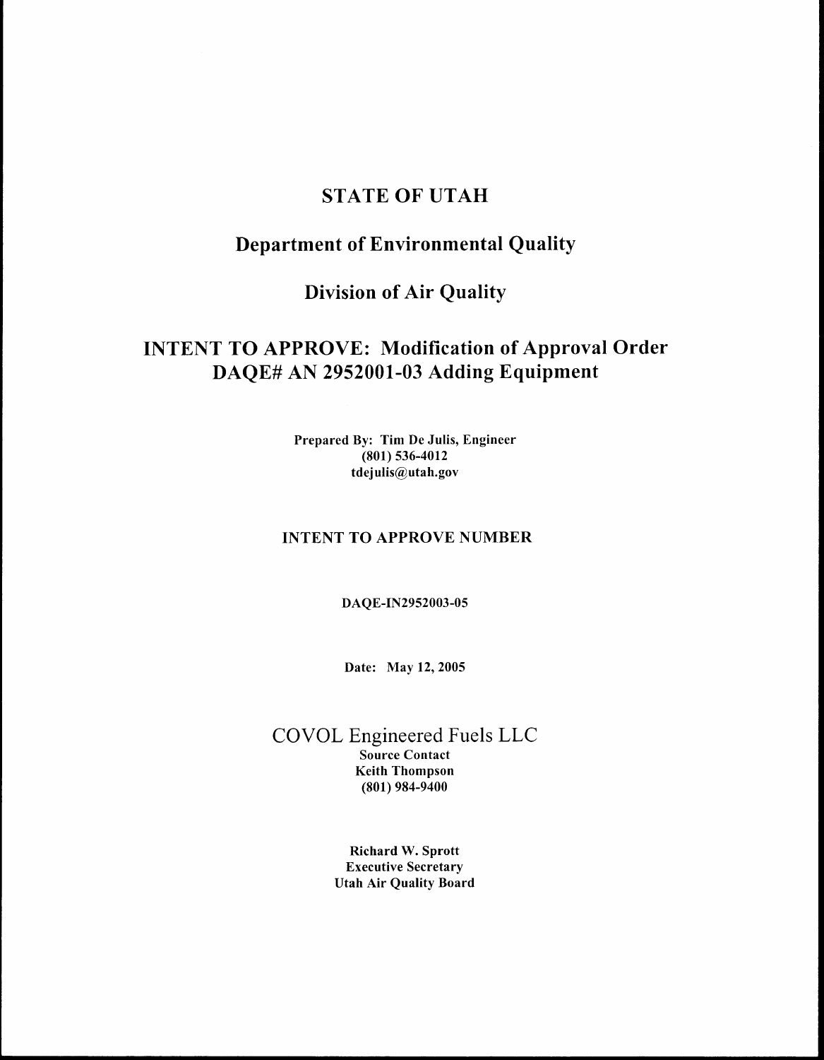# STATE OF UTAH

## Department of Environmental Quality

## Division of Air Quality

## INTENT TO APPROVE: Modification of Approval Order DAQE# AN 2952001-03 Adding Equipment

**Prepared By: Tim De Julis, Engineer**
**(801) 536-4012**
**tdejulis@utah.gov**

**INTENT TO APPROVE NUMBER**

**DAQE-IN2952003-05**

**Date: May 12, 2005**

COVOL Engineered Fuels LLC
**Source Contact**
**Keith Thompson**
**(801) 984-9400**

**Richard W. Sprott**
**Executive Secretary**
**Utah Air Quality Board**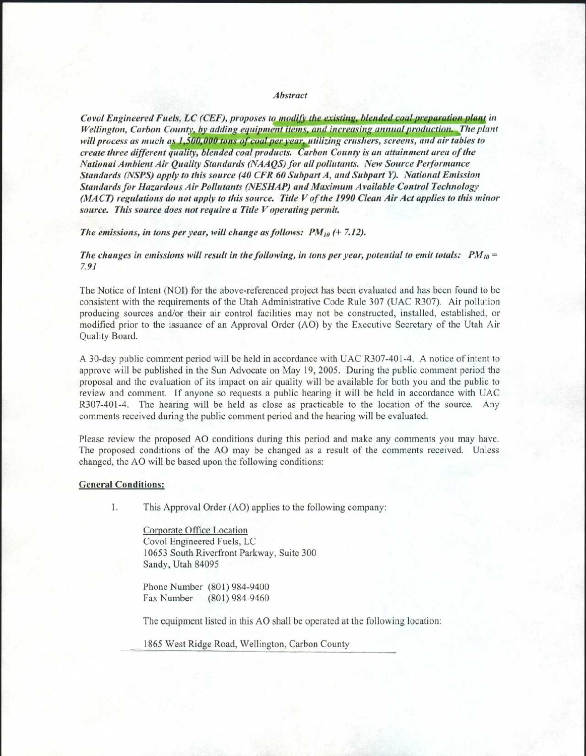### *Abstract*

***Covol Engineered Fuels, LC (CEF), proposes to modify the existing, blended coal preparation plant in Wellington, Carbon County, by adding equipment items, and increasing annual production. The plant will process as much as 1,500,000 tons of coal per year, utilizing crushers, screens, and air tables to create three different quality, blended coal products. Carbon County is an attainment area of the National Ambient Air Quality Standards (NAAQS) for all pollutants. New Source Performance Standards (NSPS) apply to this source (40 CFR 60 Subpart A, and Subpart Y). National Emission Standards for Hazardous Air Pollutants (NESHAP) and Maximum Available Control Technology (MACT) regulations do not apply to this source. Title V of the 1990 Clean Air Act applies to this minor source. This source does not require a Title V operating permit.***

***The emissions, in tons per year, will change as follows: $PM_{10}$ (+ 7.12).***

***The changes in emissions will result in the following, in tons per year, potential to emit totals: $PM_{10}$ = 7.91***

The Notice of Intent (NOI) for the above-referenced project has been evaluated and has been found to be consistent with the requirements of the Utah Administrative Code Rule 307 (UAC R307). Air pollution producing sources and/or their air control facilities may not be constructed, installed, established, or modified prior to the issuance of an Approval Order (AO) by the Executive Secretary of the Utah Air Quality Board.

A 30-day public comment period will be held in accordance with UAC R307-401-4. A notice of intent to approve will be published in the Sun Advocate on May 19, 2005. During the public comment period the proposal and the evaluation of its impact on air quality will be available for both you and the public to review and comment. If anyone so requests a public hearing it will be held in accordance with UAC R307-401-4. The hearing will be held as close as practicable to the location of the source. Any comments received during the public comment period and the hearing will be evaluated.

Please review the proposed AO conditions during this period and make any comments you may have. The proposed conditions of the AO may be changed as a result of the comments received. Unless changed, the AO will be based upon the following conditions:

**General Conditions:**

1. This Approval Order (AO) applies to the following company:

   Corporate Office Location
   Covol Engineered Fuels, LC
   10653 South Riverfront Parkway, Suite 300
   Sandy, Utah 84095

   Phone Number (801) 984-9400
   Fax Number (801) 984-9460

   The equipment listed in this AO shall be operated at the following location:

   1865 West Ridge Road, Wellington, Carbon County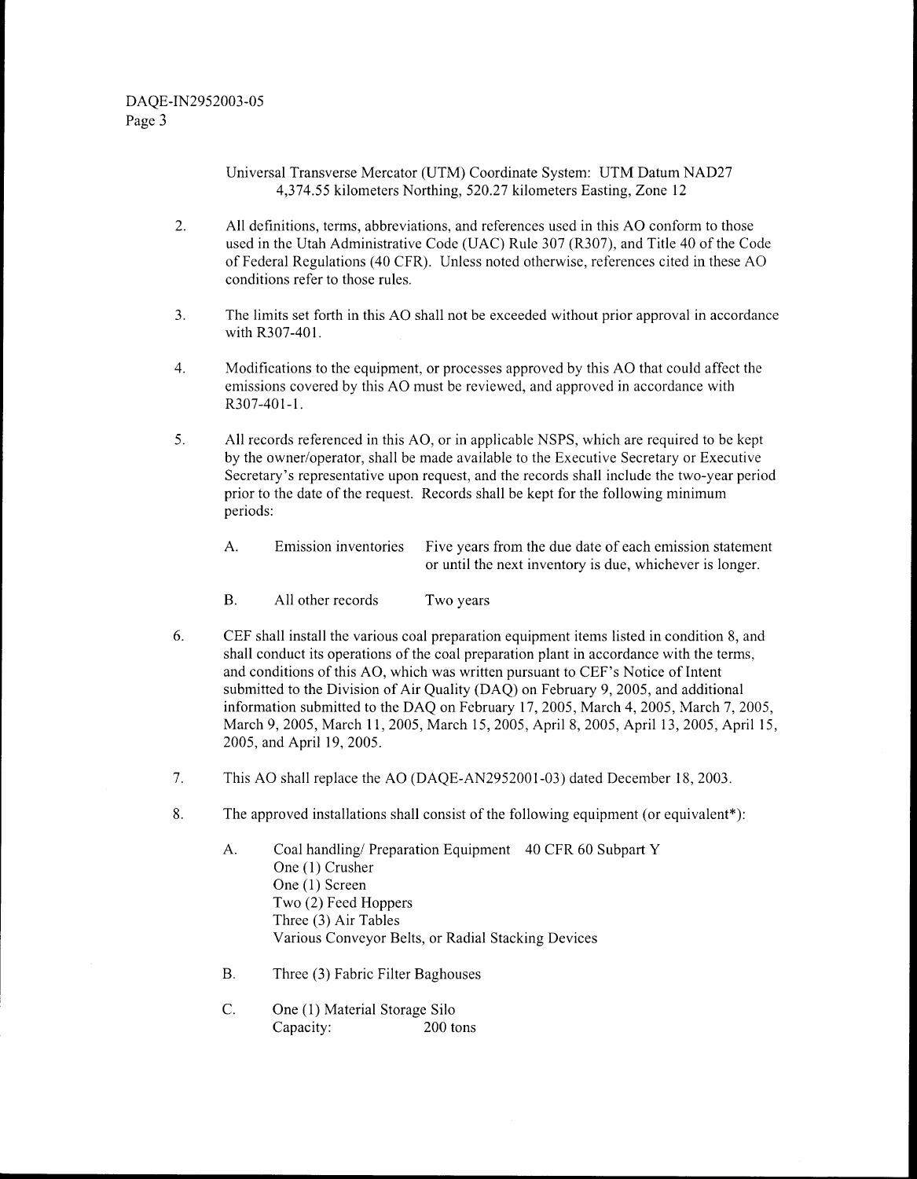Universal Transverse Mercator (UTM) Coordinate System: UTM Datum NAD27
4,374.55 kilometers Northing, 520.27 kilometers Easting, Zone 12

2. All definitions, terms, abbreviations, and references used in this AO conform to those used in the Utah Administrative Code (UAC) Rule 307 (R307), and Title 40 of the Code of Federal Regulations (40 CFR). Unless noted otherwise, references cited in these AO conditions refer to those rules.

3. The limits set forth in this AO shall not be exceeded without prior approval in accordance with R307-401.

4. Modifications to the equipment, or processes approved by this AO that could affect the emissions covered by this AO must be reviewed, and approved in accordance with R307-401-1.

5. All records referenced in this AO, or in applicable NSPS, which are required to be kept by the owner/operator, shall be made available to the Executive Secretary or Executive Secretary's representative upon request, and the records shall include the two-year period prior to the date of the request. Records shall be kept for the following minimum periods:

   A. Emission inventories — Five years from the due date of each emission statement or until the next inventory is due, whichever is longer.

   B. All other records — Two years

6. CEF shall install the various coal preparation equipment items listed in condition 8, and shall conduct its operations of the coal preparation plant in accordance with the terms, and conditions of this AO, which was written pursuant to CEF's Notice of Intent submitted to the Division of Air Quality (DAQ) on February 9, 2005, and additional information submitted to the DAQ on February 17, 2005, March 4, 2005, March 7, 2005, March 9, 2005, March 11, 2005, March 15, 2005, April 8, 2005, April 13, 2005, April 15, 2005, and April 19, 2005.

7. This AO shall replace the AO (DAQE-AN2952001-03) dated December 18, 2003.

8. The approved installations shall consist of the following equipment (or equivalent*):

   A. Coal handling/ Preparation Equipment 40 CFR 60 Subpart Y
      One (1) Crusher
      One (1) Screen
      Two (2) Feed Hoppers
      Three (3) Air Tables
      Various Conveyor Belts, or Radial Stacking Devices

   B. Three (3) Fabric Filter Baghouses

   C. One (1) Material Storage Silo
      Capacity: 200 tons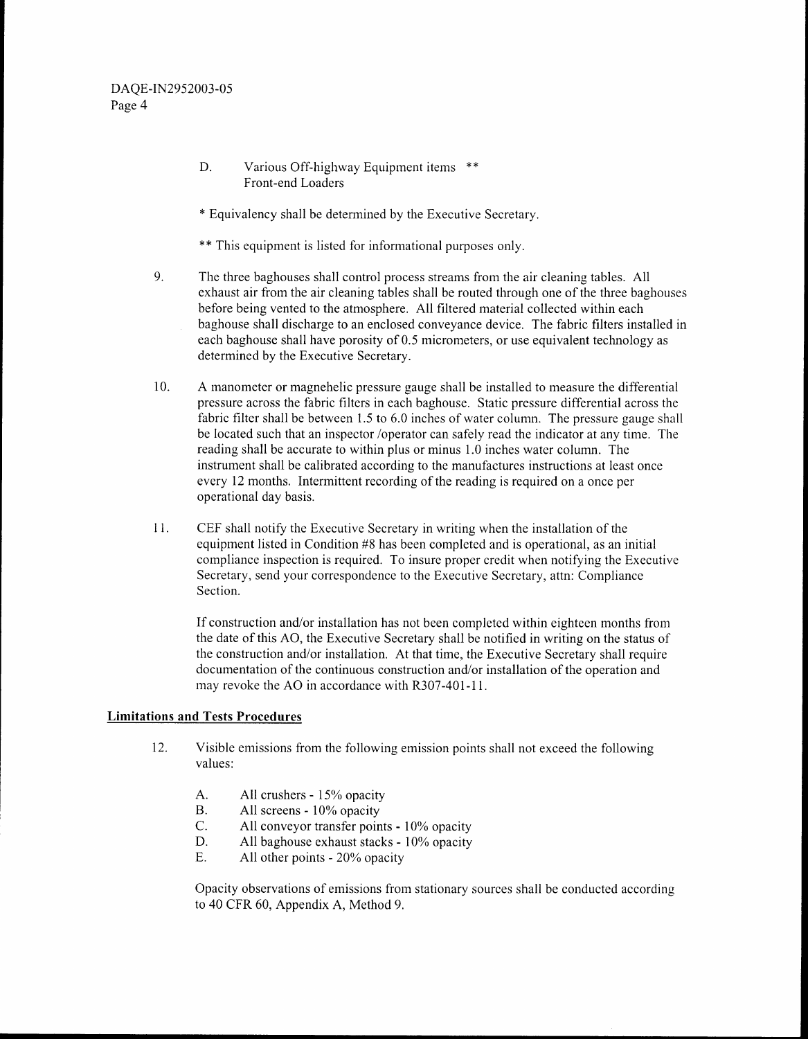D. Various Off-highway Equipment items **
Front-end Loaders

* Equivalency shall be determined by the Executive Secretary.

** This equipment is listed for informational purposes only.

9. The three baghouses shall control process streams from the air cleaning tables. All exhaust air from the air cleaning tables shall be routed through one of the three baghouses before being vented to the atmosphere. All filtered material collected within each baghouse shall discharge to an enclosed conveyance device. The fabric filters installed in each baghouse shall have porosity of 0.5 micrometers, or use equivalent technology as determined by the Executive Secretary.

10. A manometer or magnehelic pressure gauge shall be installed to measure the differential pressure across the fabric filters in each baghouse. Static pressure differential across the fabric filter shall be between 1.5 to 6.0 inches of water column. The pressure gauge shall be located such that an inspector /operator can safely read the indicator at any time. The reading shall be accurate to within plus or minus 1.0 inches water column. The instrument shall be calibrated according to the manufactures instructions at least once every 12 months. Intermittent recording of the reading is required on a once per operational day basis.

11. CEF shall notify the Executive Secretary in writing when the installation of the equipment listed in Condition #8 has been completed and is operational, as an initial compliance inspection is required. To insure proper credit when notifying the Executive Secretary, send your correspondence to the Executive Secretary, attn: Compliance Section.

    If construction and/or installation has not been completed within eighteen months from the date of this AO, the Executive Secretary shall be notified in writing on the status of the construction and/or installation. At that time, the Executive Secretary shall require documentation of the continuous construction and/or installation of the operation and may revoke the AO in accordance with R307-401-11.

**Limitations and Tests Procedures**

12. Visible emissions from the following emission points shall not exceed the following values:

    A. All crushers - 15% opacity
    B. All screens - 10% opacity
    C. All conveyor transfer points - 10% opacity
    D. All baghouse exhaust stacks - 10% opacity
    E. All other points - 20% opacity

    Opacity observations of emissions from stationary sources shall be conducted according to 40 CFR 60, Appendix A, Method 9.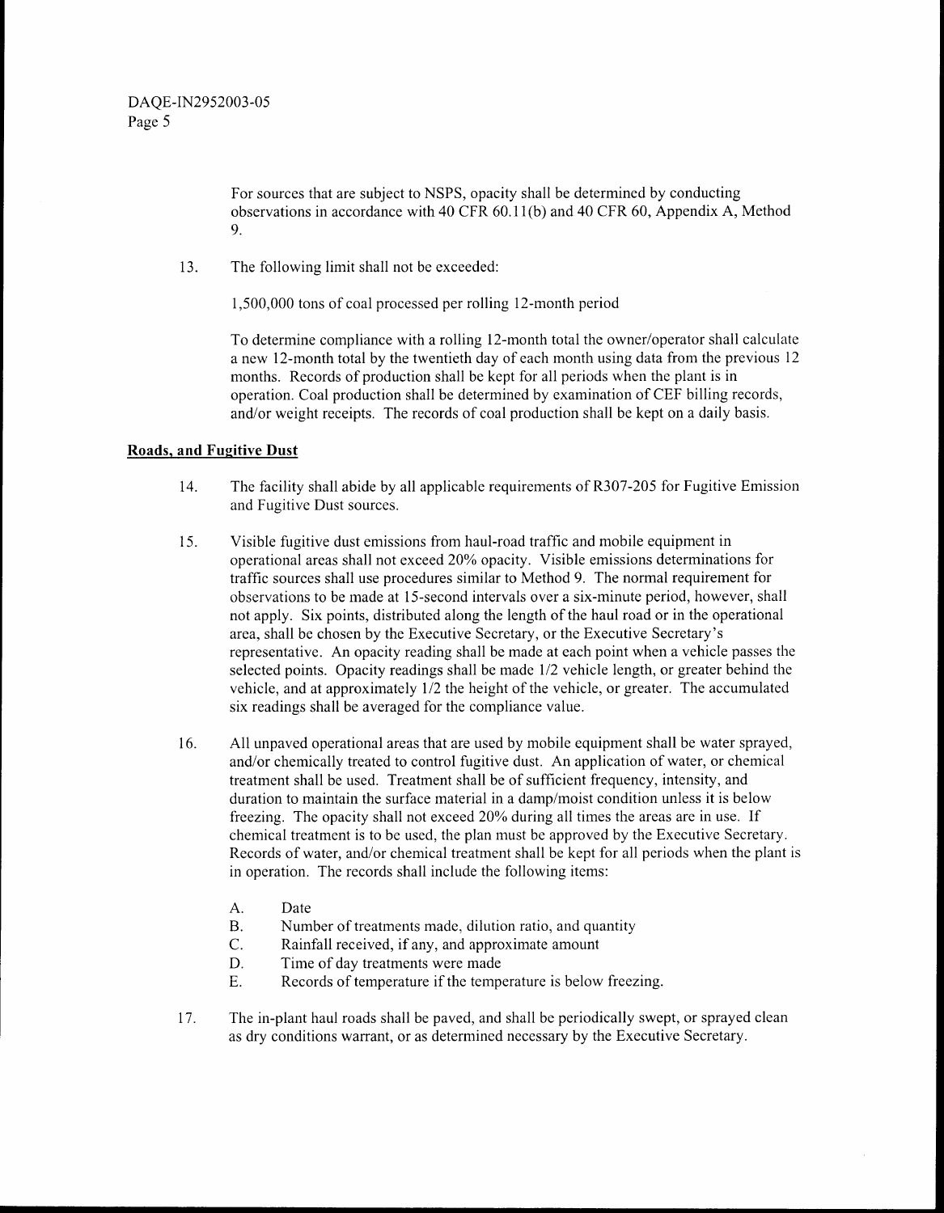For sources that are subject to NSPS, opacity shall be determined by conducting observations in accordance with 40 CFR 60.11(b) and 40 CFR 60, Appendix A, Method 9.

13. The following limit shall not be exceeded:

    1,500,000 tons of coal processed per rolling 12-month period

    To determine compliance with a rolling 12-month total the owner/operator shall calculate a new 12-month total by the twentieth day of each month using data from the previous 12 months. Records of production shall be kept for all periods when the plant is in operation. Coal production shall be determined by examination of CEF billing records, and/or weight receipts. The records of coal production shall be kept on a daily basis.

**Roads, and Fugitive Dust**

14. The facility shall abide by all applicable requirements of R307-205 for Fugitive Emission and Fugitive Dust sources.

15. Visible fugitive dust emissions from haul-road traffic and mobile equipment in operational areas shall not exceed 20% opacity. Visible emissions determinations for traffic sources shall use procedures similar to Method 9. The normal requirement for observations to be made at 15-second intervals over a six-minute period, however, shall not apply. Six points, distributed along the length of the haul road or in the operational area, shall be chosen by the Executive Secretary, or the Executive Secretary's representative. An opacity reading shall be made at each point when a vehicle passes the selected points. Opacity readings shall be made 1/2 vehicle length, or greater behind the vehicle, and at approximately 1/2 the height of the vehicle, or greater. The accumulated six readings shall be averaged for the compliance value.

16. All unpaved operational areas that are used by mobile equipment shall be water sprayed, and/or chemically treated to control fugitive dust. An application of water, or chemical treatment shall be used. Treatment shall be of sufficient frequency, intensity, and duration to maintain the surface material in a damp/moist condition unless it is below freezing. The opacity shall not exceed 20% during all times the areas are in use. If chemical treatment is to be used, the plan must be approved by the Executive Secretary. Records of water, and/or chemical treatment shall be kept for all periods when the plant is in operation. The records shall include the following items:

    A. Date
    B. Number of treatments made, dilution ratio, and quantity
    C. Rainfall received, if any, and approximate amount
    D. Time of day treatments were made
    E. Records of temperature if the temperature is below freezing.

17. The in-plant haul roads shall be paved, and shall be periodically swept, or sprayed clean as dry conditions warrant, or as determined necessary by the Executive Secretary.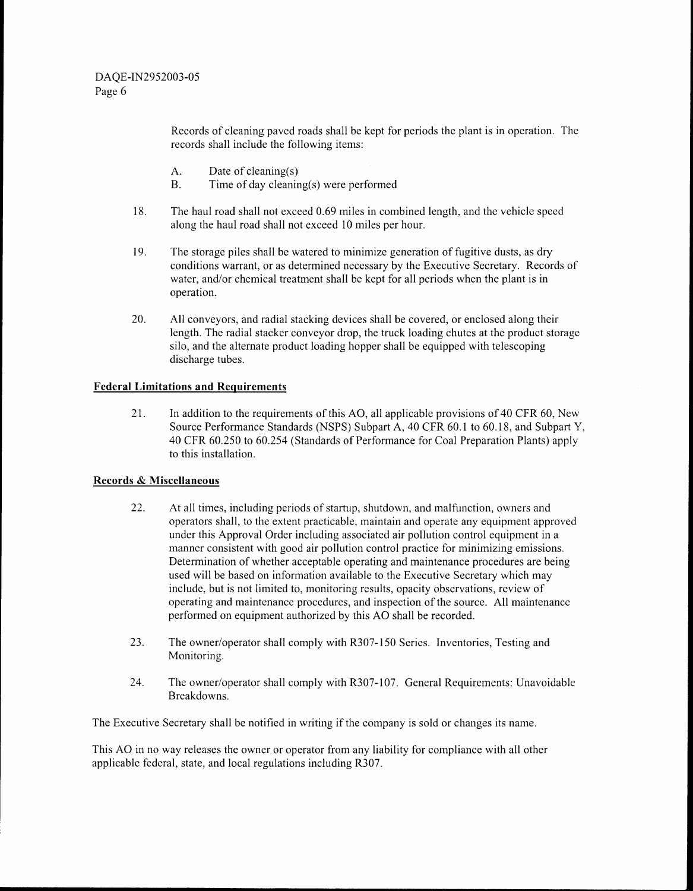Records of cleaning paved roads shall be kept for periods the plant is in operation. The records shall include the following items:

A. Date of cleaning(s)
B. Time of day cleaning(s) were performed

18. The haul road shall not exceed 0.69 miles in combined length, and the vehicle speed along the haul road shall not exceed 10 miles per hour.

19. The storage piles shall be watered to minimize generation of fugitive dusts, as dry conditions warrant, or as determined necessary by the Executive Secretary. Records of water, and/or chemical treatment shall be kept for all periods when the plant is in operation.

20. All conveyors, and radial stacking devices shall be covered, or enclosed along their length. The radial stacker conveyor drop, the truck loading chutes at the product storage silo, and the alternate product loading hopper shall be equipped with telescoping discharge tubes.

**Federal Limitations and Requirements**

21. In addition to the requirements of this AO, all applicable provisions of 40 CFR 60, New Source Performance Standards (NSPS) Subpart A, 40 CFR 60.1 to 60.18, and Subpart Y, 40 CFR 60.250 to 60.254 (Standards of Performance for Coal Preparation Plants) apply to this installation.

**Records & Miscellaneous**

22. At all times, including periods of startup, shutdown, and malfunction, owners and operators shall, to the extent practicable, maintain and operate any equipment approved under this Approval Order including associated air pollution control equipment in a manner consistent with good air pollution control practice for minimizing emissions. Determination of whether acceptable operating and maintenance procedures are being used will be based on information available to the Executive Secretary which may include, but is not limited to, monitoring results, opacity observations, review of operating and maintenance procedures, and inspection of the source. All maintenance performed on equipment authorized by this AO shall be recorded.

23. The owner/operator shall comply with R307-150 Series. Inventories, Testing and Monitoring.

24. The owner/operator shall comply with R307-107. General Requirements: Unavoidable Breakdowns.

The Executive Secretary shall be notified in writing if the company is sold or changes its name.

This AO in no way releases the owner or operator from any liability for compliance with all other applicable federal, state, and local regulations including R307.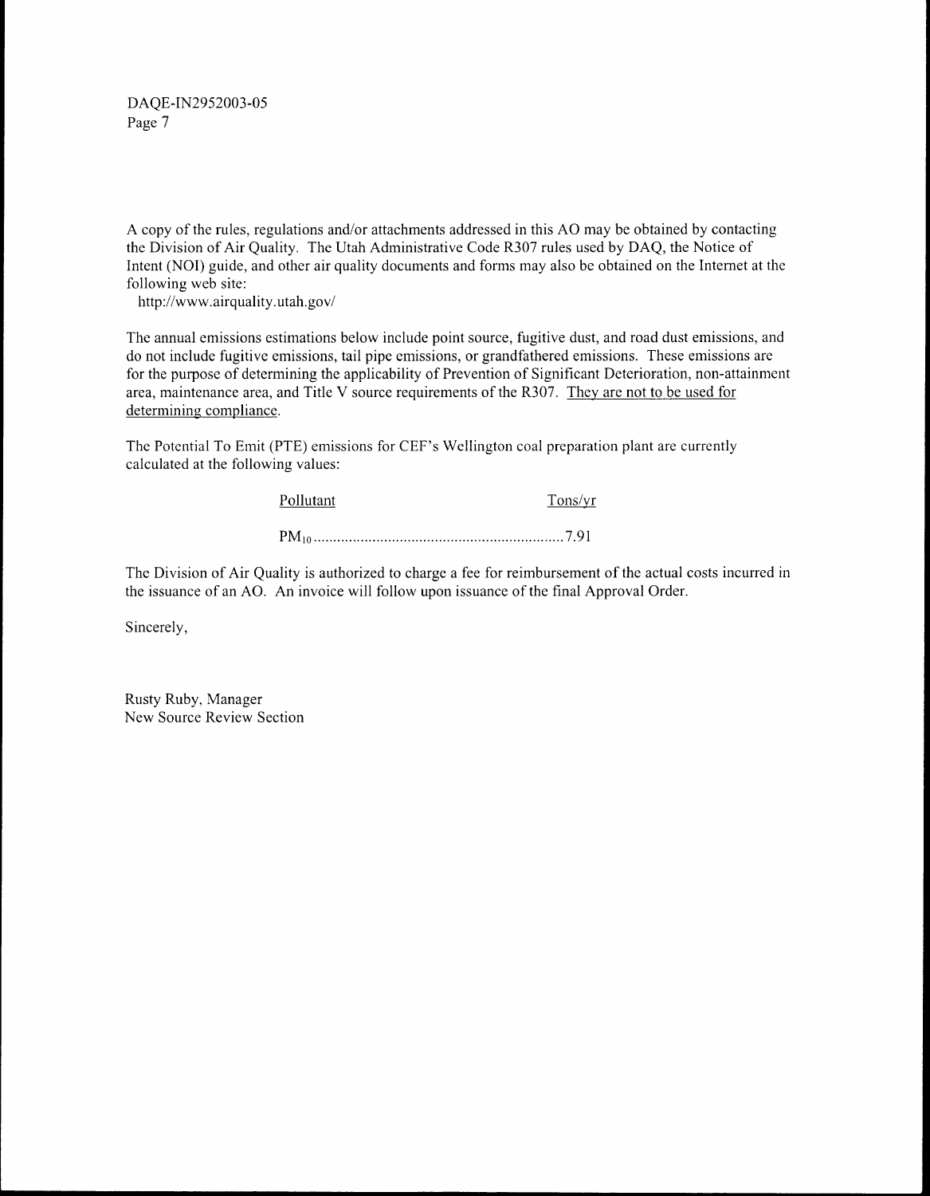A copy of the rules, regulations and/or attachments addressed in this AO may be obtained by contacting the Division of Air Quality. The Utah Administrative Code R307 rules used by DAQ, the Notice of Intent (NOI) guide, and other air quality documents and forms may also be obtained on the Internet at the following web site:

http://www.airquality.utah.gov/

The annual emissions estimations below include point source, fugitive dust, and road dust emissions, and do not include fugitive emissions, tail pipe emissions, or grandfathered emissions. These emissions are for the purpose of determining the applicability of Prevention of Significant Deterioration, non-attainment area, maintenance area, and Title V source requirements of the R307. They are not to be used for determining compliance.

The Potential To Emit (PTE) emissions for CEF's Wellington coal preparation plant are currently calculated at the following values:

| Pollutant | Tons/yr |
|---|---|
| $PM_{10}$ | 7.91 |

The Division of Air Quality is authorized to charge a fee for reimbursement of the actual costs incurred in the issuance of an AO. An invoice will follow upon issuance of the final Approval Order.

Sincerely,

Rusty Ruby, Manager
New Source Review Section